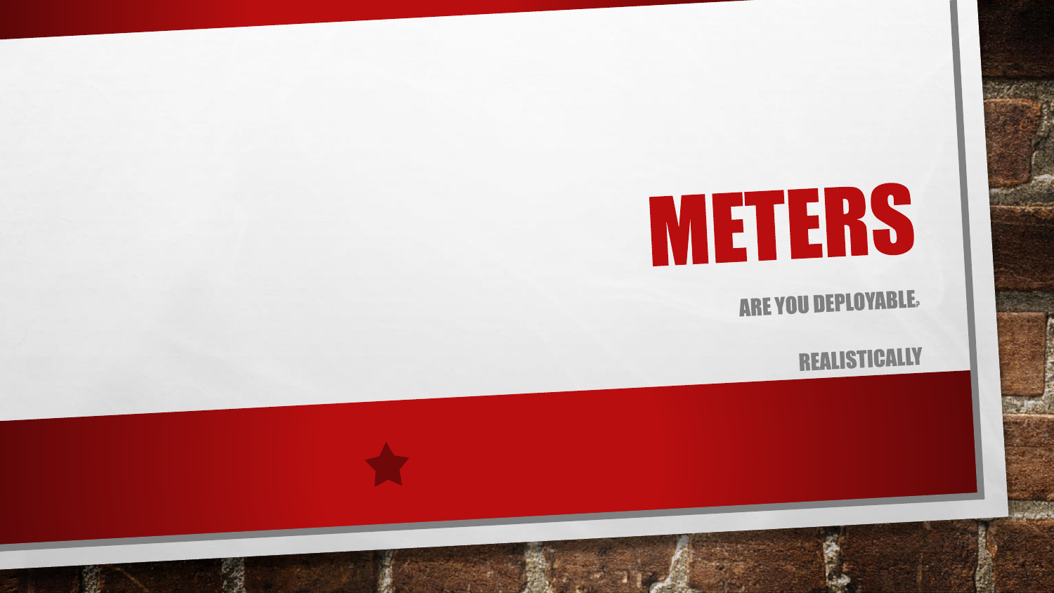# METERS

ARE YOU DEPLOYABLE?

REALISTICALLY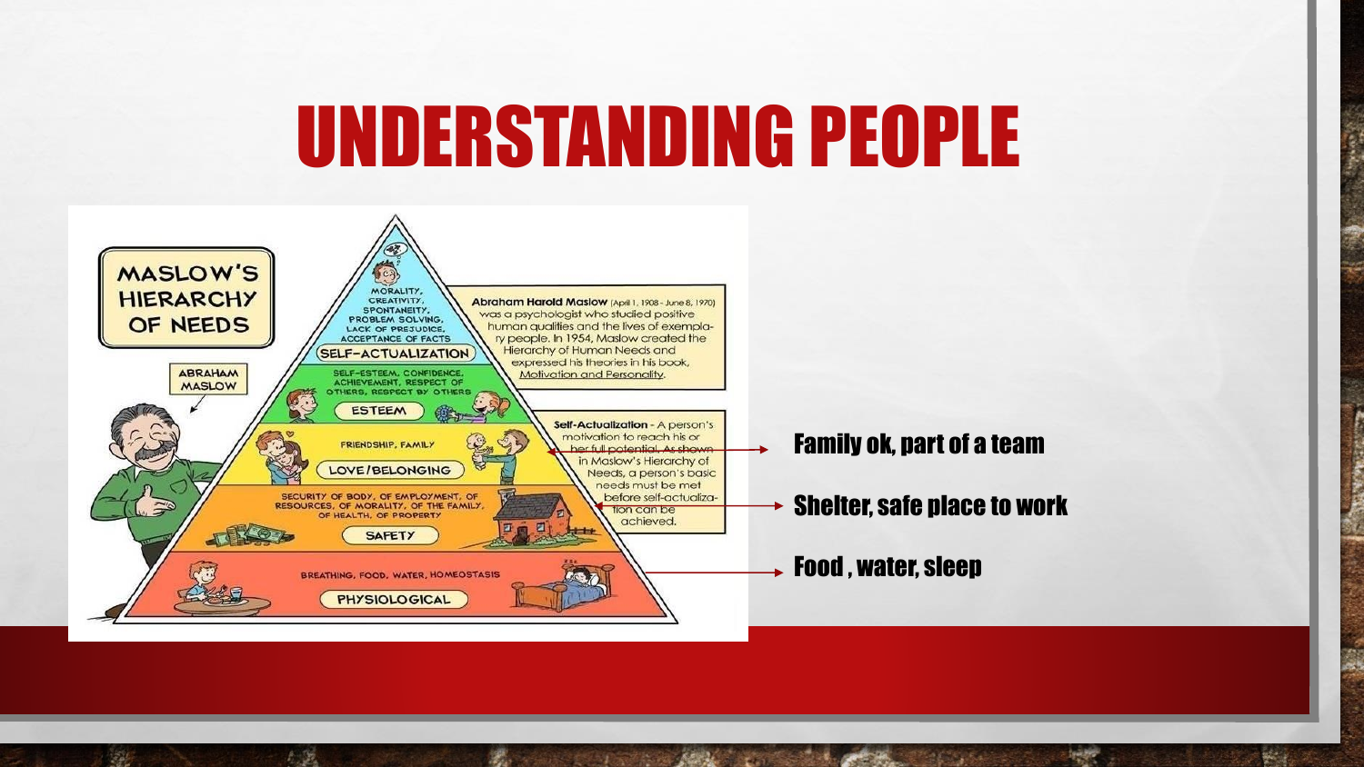# UNDERSTANDING PEOPLE

MASLOW'S HIERARCHY OF NEEDS

ABRAHAM MASLOW

MORALITY, CREATIVITY, SPONTANEITY, PROBLEM SOLVING, LACK OF PREJUDICE, ACCEPTANCE OF FACTS

SELF-ACTUALIZATION

SELF-ESTEEM, CONFIDENCE, ACHIEVEMENT, RESPECT OF OTHERS, RESPECT BY OTHERS

ESTEEM

FRIENDSHIP, FAMILY

LOVE/BELONGING

SECURITY OF BODY, OF EMPLOYMENT, OF RESOURCES, OF MORALITY, OF THE FAMILY, OF HEALTH, OF PROPERTY

SAFETY

BREATHING, FOOD, WATER, HOMEOSTASIS

PHYSIOLOGICAL

**Abraham Harold Maslow** (April 1, 1908 - June 8, 1970) was a psychologist who studied positive human qualities and the lives of exemplary people. In 1954, Maslow created the Hierarchy of Human Needs and expressed his theories in his book, Motivation and Personality.

**Self-Actualization** - A person's motivation to reach his or her full potential. As shown in Maslow's Hierarchy of Needs, a person's basic needs must be met before self-actualization can be achieved.

- Family ok, part of a team
- Shelter, safe place to work
- Food , water, sleep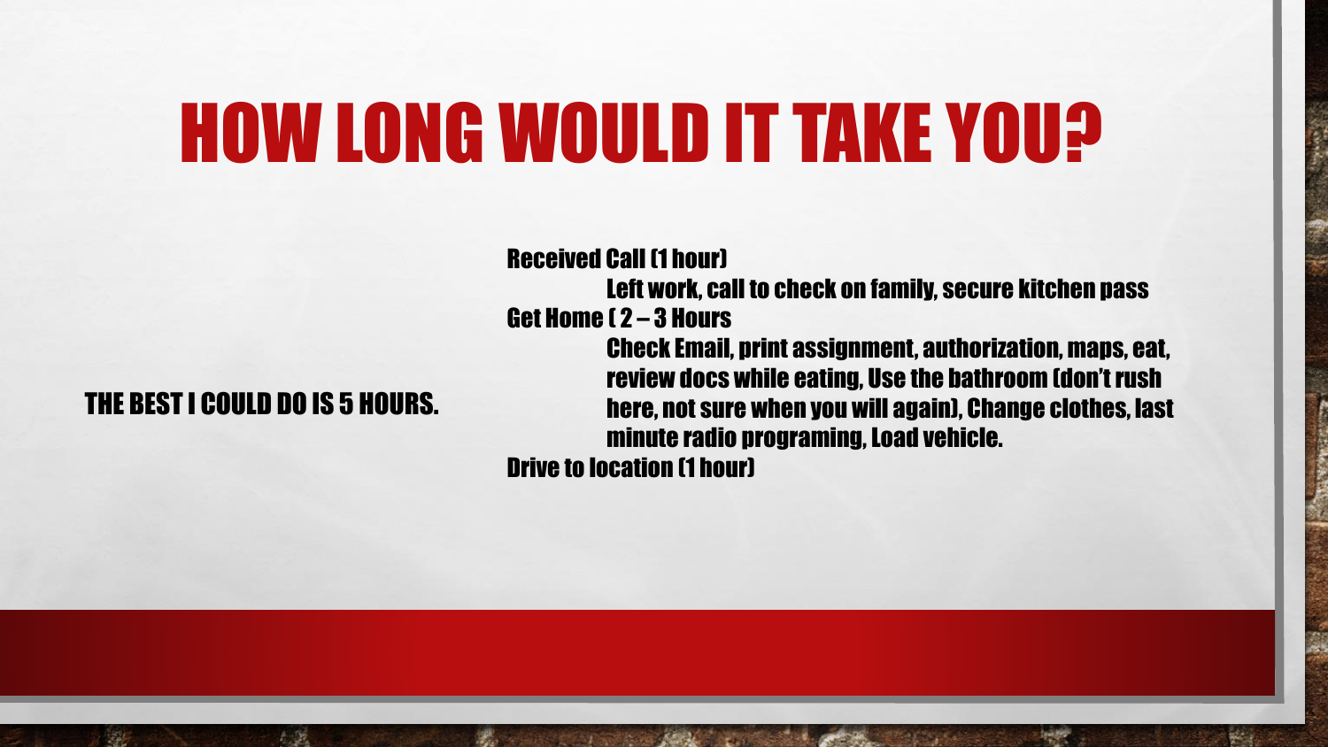# HOW LONG WOULD IT TAKE YOU?

THE BEST I COULD DO IS 5 HOURS.

Received Call (1 hour)

- Left work, call to check on family, secure kitchen pass

Get Home ( 2 – 3 Hours

- Check Email, print assignment, authorization, maps, eat, review docs while eating, Use the bathroom (don't rush here, not sure when you will again), Change clothes, last minute radio programing, Load vehicle.

Drive to location (1 hour)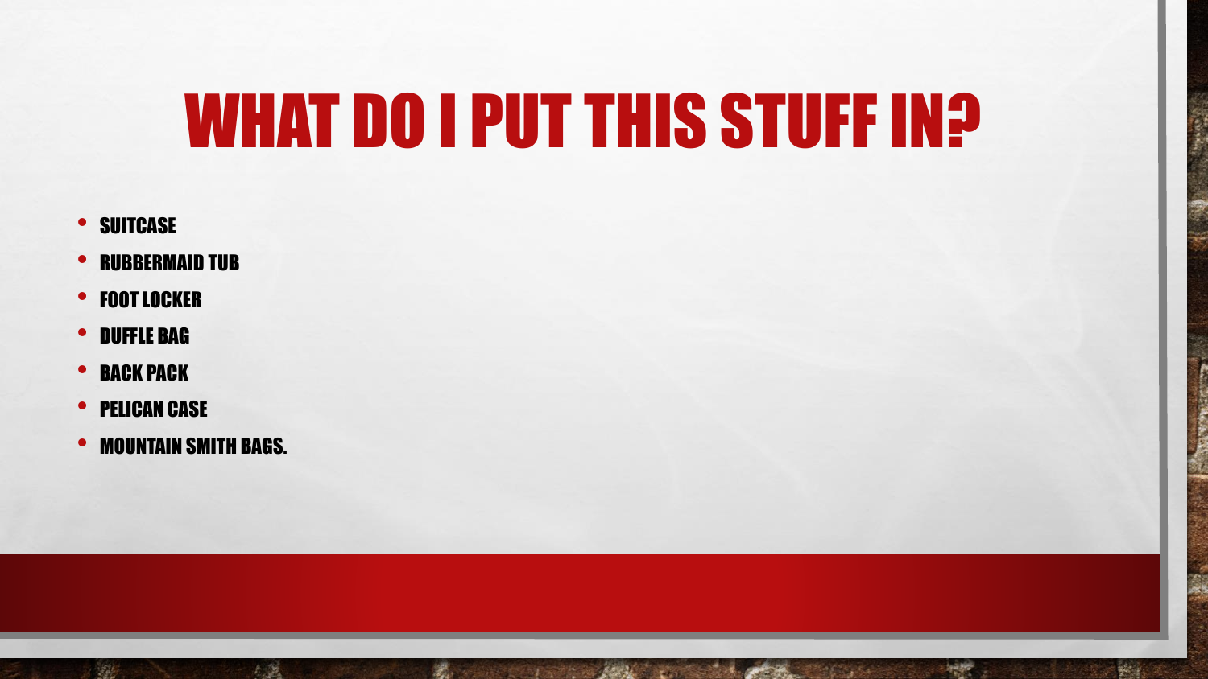# WHAT DO I PUT THIS STUFF IN?

- SUITCASE
- RUBBERMAID TUB
- FOOT LOCKER
- DUFFLE BAG
- BACK PACK
- PELICAN CASE
- MOUNTAIN SMITH BAGS.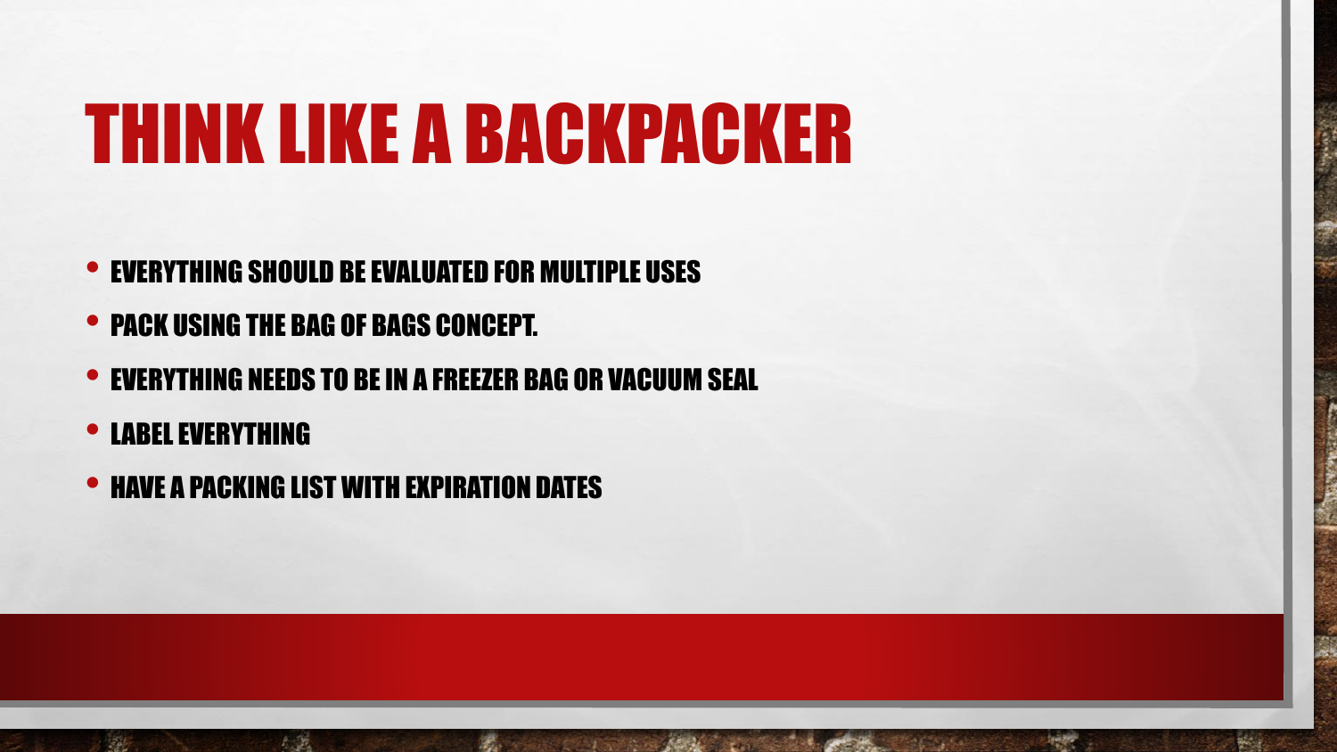# THINK LIKE A BACKPACKER

- EVERYTHING SHOULD BE EVALUATED FOR MULTIPLE USES
- PACK USING THE BAG OF BAGS CONCEPT.
- EVERYTHING NEEDS TO BE IN A FREEZER BAG OR VACUUM SEAL
- LABEL EVERYTHING
- HAVE A PACKING LIST WITH EXPIRATION DATES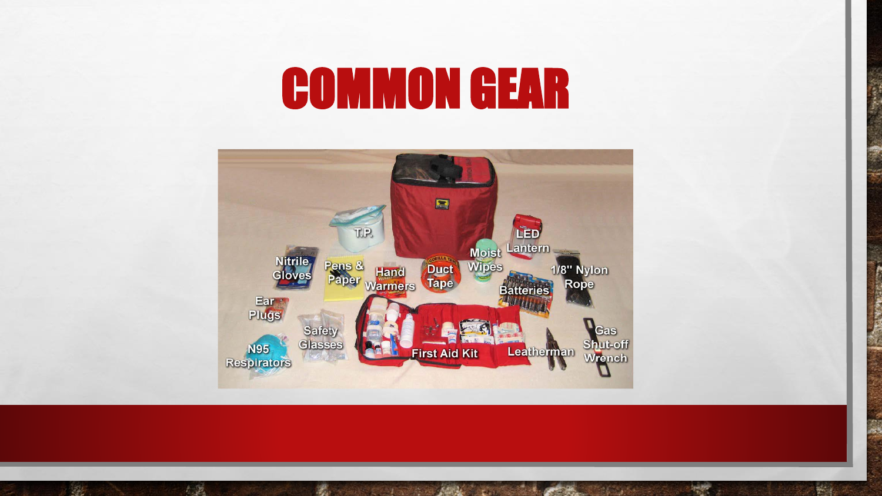# COMMON GEAR

T.P.

Nitrile Gloves

Pens & Paper

Hand Warmers

Duct Tape

Moist Wipes

LED Lantern

1/8" Nylon Rope

Batteries

Ear Plugs

Safety Glasses

N95 Respirators

First Aid Kit

Leatherman

Gas Shut-off Wrench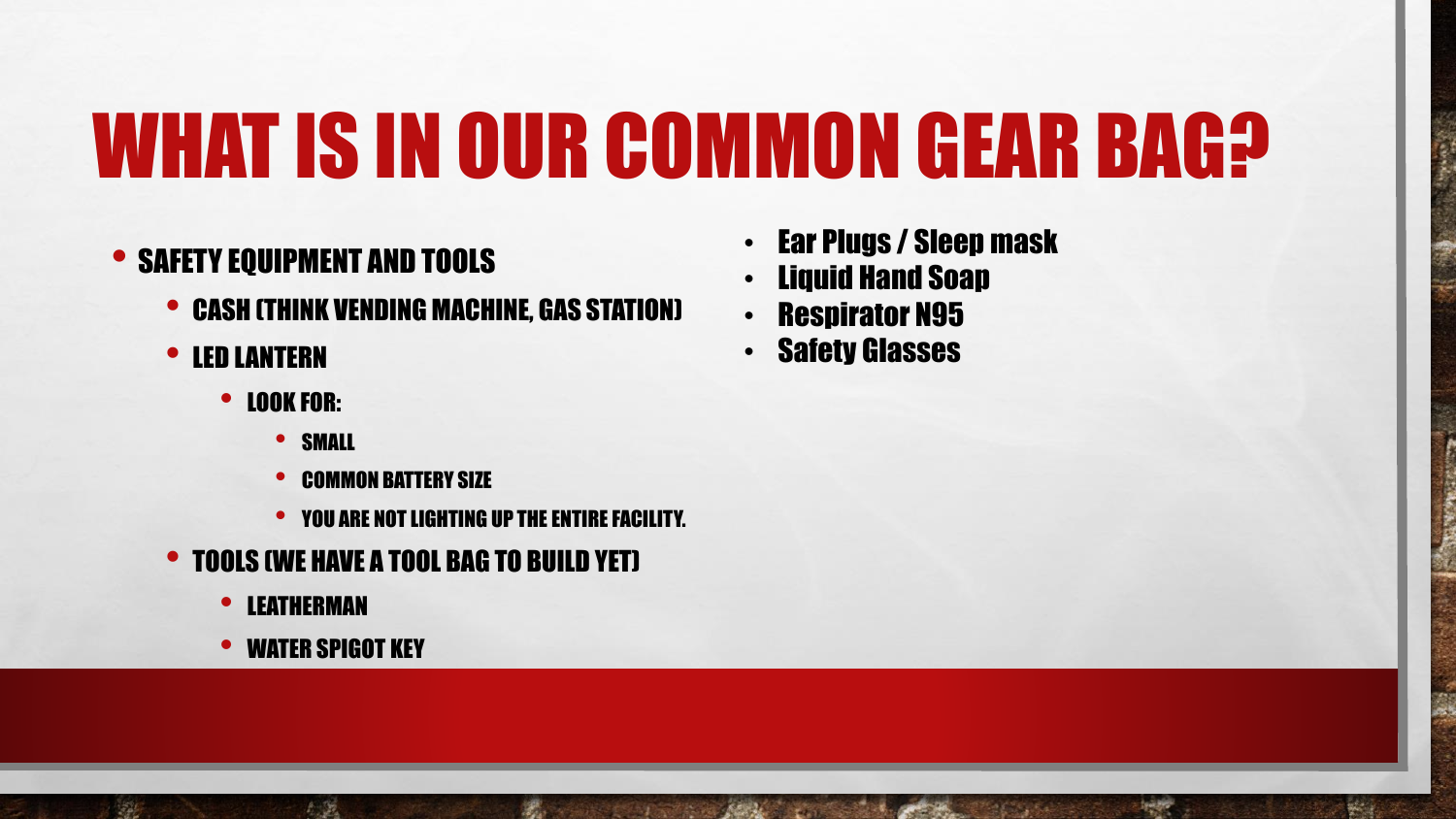# WHAT IS IN OUR COMMON GEAR BAG?

- SAFETY EQUIPMENT AND TOOLS
  - CASH (THINK VENDING MACHINE, GAS STATION)
  - LED LANTERN
    - LOOK FOR:
      - SMALL
      - COMMON BATTERY SIZE
      - YOU ARE NOT LIGHTING UP THE ENTIRE FACILITY.
  - TOOLS (WE HAVE A TOOL BAG TO BUILD YET)
    - LEATHERMAN
    - WATER SPIGOT KEY

- Ear Plugs / Sleep mask
- Liquid Hand Soap
- Respirator N95
- Safety Glasses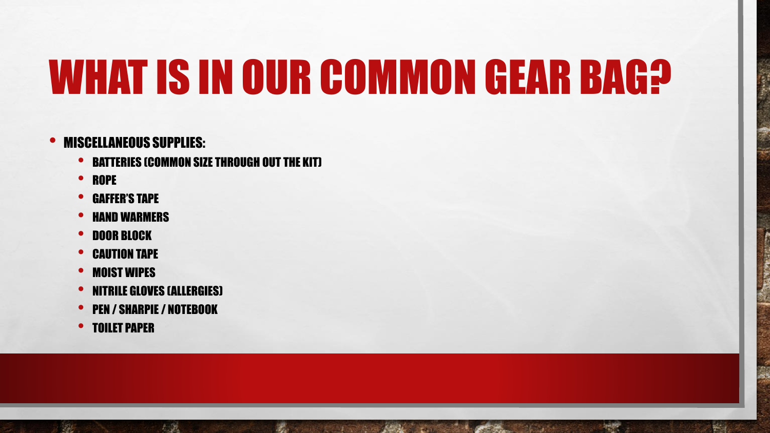# WHAT IS IN OUR COMMON GEAR BAG?

- MISCELLANEOUS SUPPLIES:
  - BATTERIES (COMMON SIZE THROUGH OUT THE KIT)
  - ROPE
  - GAFFER'S TAPE
  - HAND WARMERS
  - DOOR BLOCK
  - CAUTION TAPE
  - MOIST WIPES
  - NITRILE GLOVES (ALLERGIES)
  - PEN / SHARPIE / NOTEBOOK
  - TOILET PAPER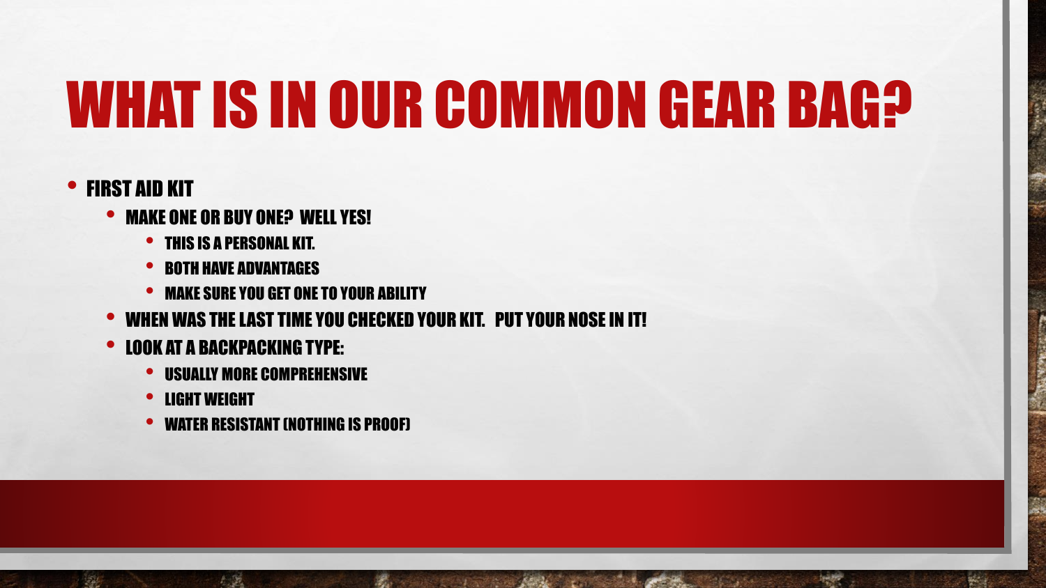# WHAT IS IN OUR COMMON GEAR BAG?

- FIRST AID KIT
  - MAKE ONE OR BUY ONE? WELL YES!
    - THIS IS A PERSONAL KIT.
    - BOTH HAVE ADVANTAGES
    - MAKE SURE YOU GET ONE TO YOUR ABILITY
  - WHEN WAS THE LAST TIME YOU CHECKED YOUR KIT. PUT YOUR NOSE IN IT!
  - LOOK AT A BACKPACKING TYPE:
    - USUALLY MORE COMPREHENSIVE
    - LIGHT WEIGHT
    - WATER RESISTANT (NOTHING IS PROOF)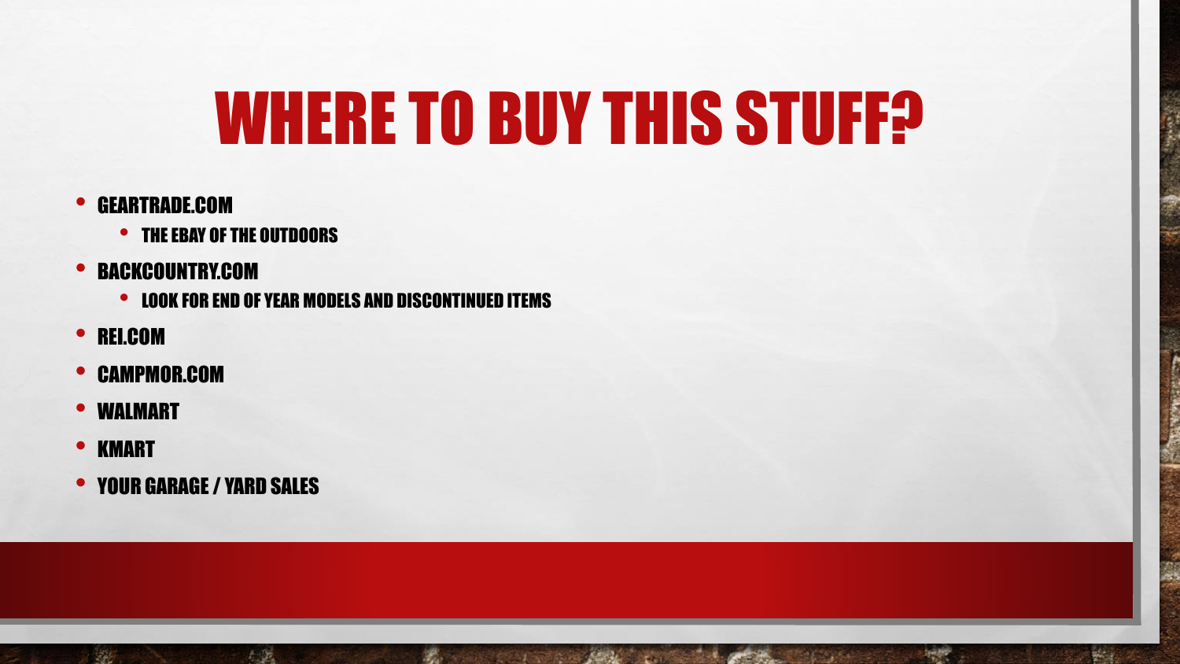# WHERE TO BUY THIS STUFF?

- GEARTRADE.COM
  - THE EBAY OF THE OUTDOORS
- BACKCOUNTRY.COM
  - LOOK FOR END OF YEAR MODELS AND DISCONTINUED ITEMS
- REI.COM
- CAMPMOR.COM
- WALMART
- KMART
- YOUR GARAGE / YARD SALES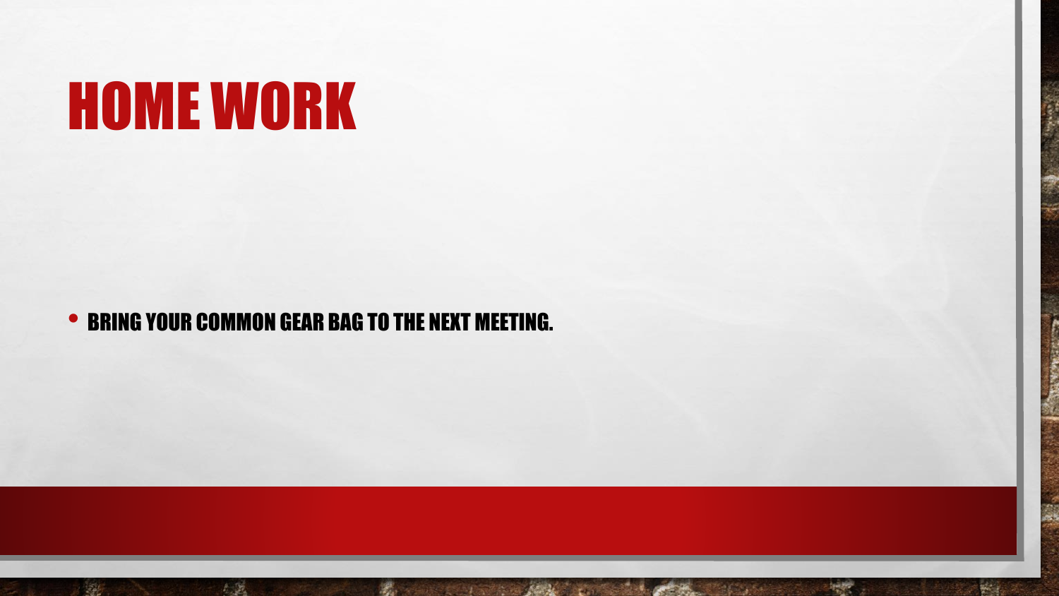# HOME WORK

- BRING YOUR COMMON GEAR BAG TO THE NEXT MEETING.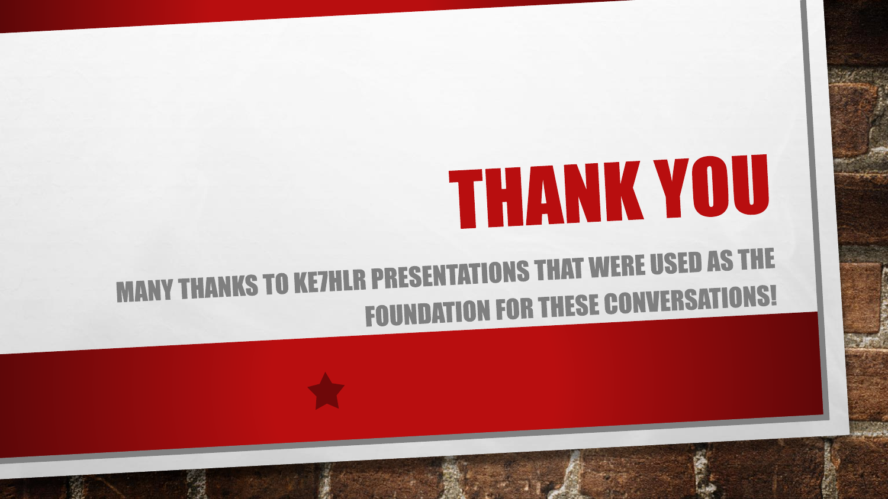# THANK YOU

MANY THANKS TO KE7HLR PRESENTATIONS THAT WERE USED AS THE FOUNDATION FOR THESE CONVERSATIONS!